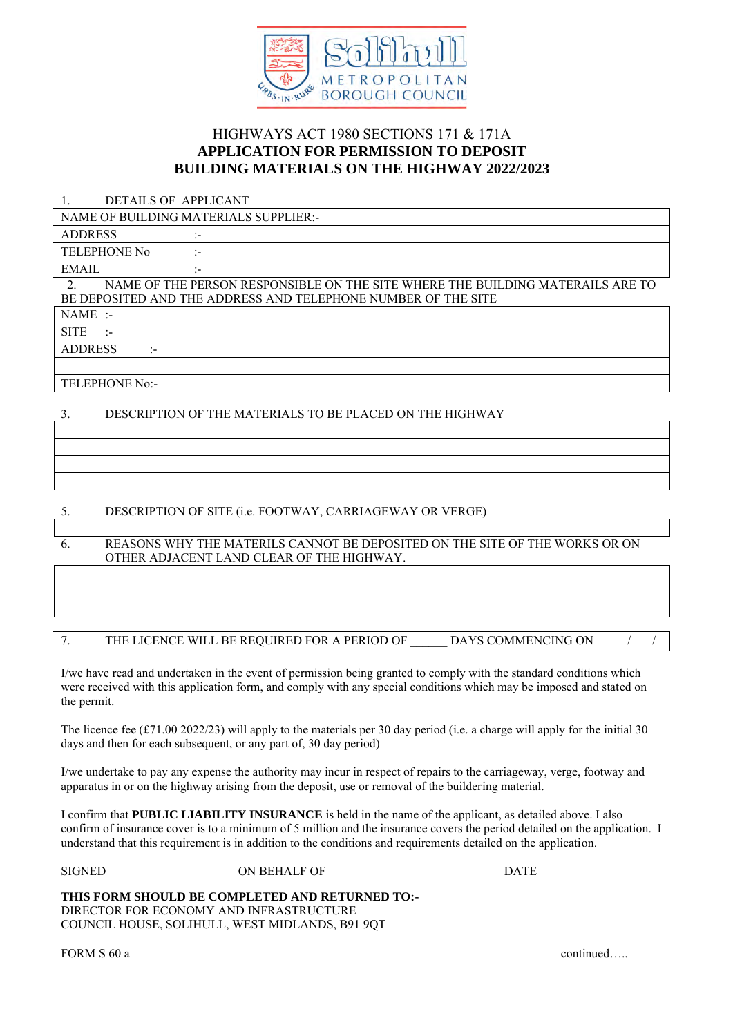Solihull METROPOLITAN BOROUGH COUNCIL

HIGHWAYS ACT 1980 SECTIONS 171 & 171A

**APPLICATION FOR PERMISSION TO DEPOSIT BUILDING MATERIALS ON THE HIGHWAY 2022/2023**

1. DETAILS OF APPLICANT

| NAME OF BUILDING MATERIALS SUPPLIER:- |
|---|
| ADDRESS :- |
| TELEPHONE No :- |
| EMAIL :- |

2. NAME OF THE PERSON RESPONSIBLE ON THE SITE WHERE THE BUILDING MATERAILS ARE TO BE DEPOSITED AND THE ADDRESS AND TELEPHONE NUMBER OF THE SITE

| NAME :- |
|---|
| SITE :- |
| ADDRESS :- |
| |
| TELEPHONE No:- |

3. DESCRIPTION OF THE MATERIALS TO BE PLACED ON THE HIGHWAY

| |
|---|
| |
| |
| |

5. DESCRIPTION OF SITE (i.e. FOOTWAY, CARRIAGEWAY OR VERGE)

| |
|---|

6. REASONS WHY THE MATERILS CANNOT BE DEPOSITED ON THE SITE OF THE WORKS OR ON OTHER ADJACENT LAND CLEAR OF THE HIGHWAY.

| |
|---|
| |
| |

| 7. THE LICENCE WILL BE REQUIRED FOR A PERIOD OF ______ DAYS COMMENCING ON / / |
|---|

I/we have read and undertaken in the event of permission being granted to comply with the standard conditions which were received with this application form, and comply with any special conditions which may be imposed and stated on the permit.

The licence fee (£71.00 2022/23) will apply to the materials per 30 day period (i.e. a charge will apply for the initial 30 days and then for each subsequent, or any part of, 30 day period)

I/we undertake to pay any expense the authority may incur in respect of repairs to the carriageway, verge, footway and apparatus in or on the highway arising from the deposit, use or removal of the buildering material.

I confirm that **PUBLIC LIABILITY INSURANCE** is held in the name of the applicant, as detailed above. I also confirm of insurance cover is to a minimum of 5 million and the insurance covers the period detailed on the application. I understand that this requirement is in addition to the conditions and requirements detailed on the application.

SIGNED ON BEHALF OF DATE

**THIS FORM SHOULD BE COMPLETED AND RETURNED TO:-**
DIRECTOR FOR ECONOMY AND INFRASTRUCTURE
COUNCIL HOUSE, SOLIHULL, WEST MIDLANDS, B91 9QT

FORM S 60 a

continued…..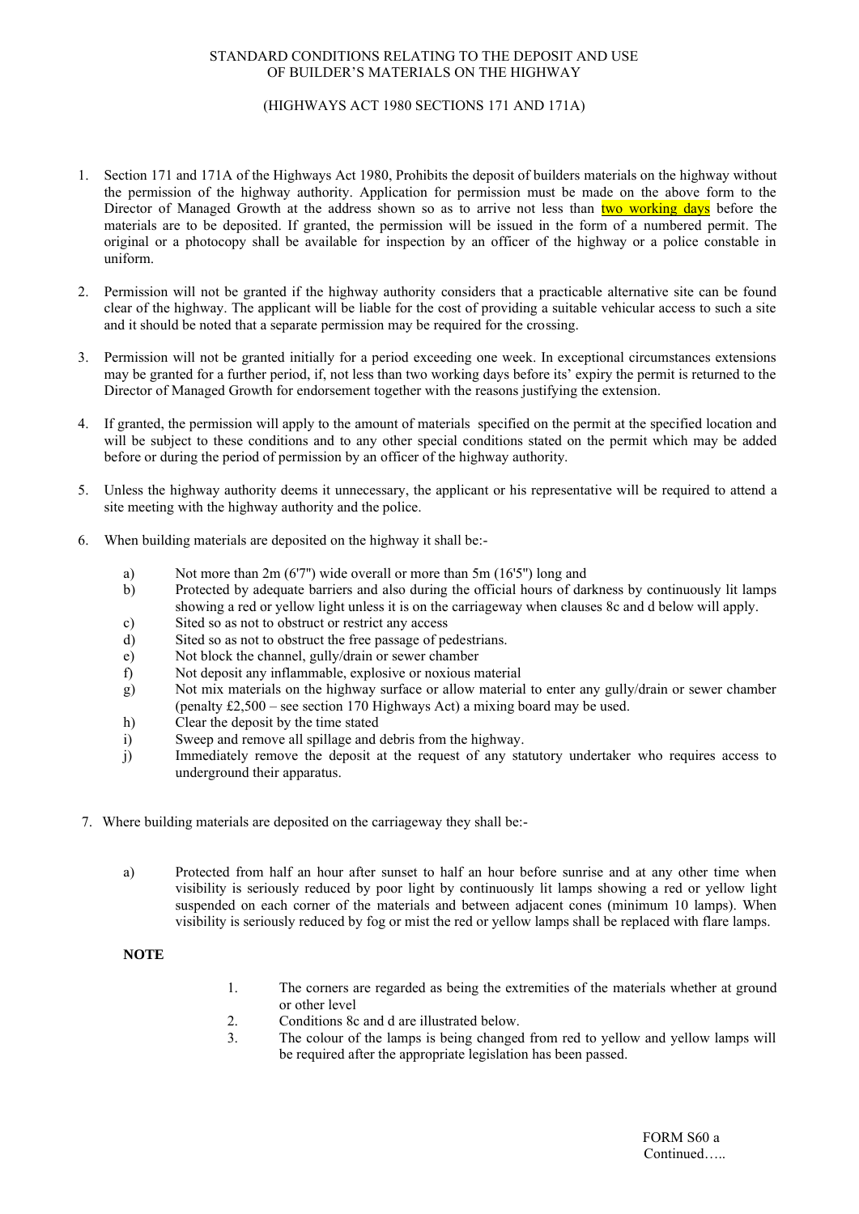STANDARD CONDITIONS RELATING TO THE DEPOSIT AND USE OF BUILDER'S MATERIALS ON THE HIGHWAY

(HIGHWAYS ACT 1980 SECTIONS 171 AND 171A)

1. Section 171 and 171A of the Highways Act 1980, Prohibits the deposit of builders materials on the highway without the permission of the highway authority. Application for permission must be made on the above form to the Director of Managed Growth at the address shown so as to arrive not less than two working days before the materials are to be deposited. If granted, the permission will be issued in the form of a numbered permit. The original or a photocopy shall be available for inspection by an officer of the highway or a police constable in uniform.

2. Permission will not be granted if the highway authority considers that a practicable alternative site can be found clear of the highway. The applicant will be liable for the cost of providing a suitable vehicular access to such a site and it should be noted that a separate permission may be required for the crossing.

3. Permission will not be granted initially for a period exceeding one week. In exceptional circumstances extensions may be granted for a further period, if, not less than two working days before its' expiry the permit is returned to the Director of Managed Growth for endorsement together with the reasons justifying the extension.

4. If granted, the permission will apply to the amount of materials specified on the permit at the specified location and will be subject to these conditions and to any other special conditions stated on the permit which may be added before or during the period of permission by an officer of the highway authority.

5. Unless the highway authority deems it unnecessary, the applicant or his representative will be required to attend a site meeting with the highway authority and the police.

6. When building materials are deposited on the highway it shall be:-

    a) Not more than 2m (6'7") wide overall or more than 5m (16'5") long and
    b) Protected by adequate barriers and also during the official hours of darkness by continuously lit lamps showing a red or yellow light unless it is on the carriageway when clauses 8c and d below will apply.
    c) Sited so as not to obstruct or restrict any access
    d) Sited so as not to obstruct the free passage of pedestrians.
    e) Not block the channel, gully/drain or sewer chamber
    f) Not deposit any inflammable, explosive or noxious material
    g) Not mix materials on the highway surface or allow material to enter any gully/drain or sewer chamber (penalty £2,500 – see section 170 Highways Act) a mixing board may be used.
    h) Clear the deposit by the time stated
    i) Sweep and remove all spillage and debris from the highway.
    j) Immediately remove the deposit at the request of any statutory undertaker who requires access to underground their apparatus.

7. Where building materials are deposited on the carriageway they shall be:-

    a) Protected from half an hour after sunset to half an hour before sunrise and at any other time when visibility is seriously reduced by poor light by continuously lit lamps showing a red or yellow light suspended on each corner of the materials and between adjacent cones (minimum 10 lamps). When visibility is seriously reduced by fog or mist the red or yellow lamps shall be replaced with flare lamps.

**NOTE**

1. The corners are regarded as being the extremities of the materials whether at ground or other level
2. Conditions 8c and d are illustrated below.
3. The colour of the lamps is being changed from red to yellow and yellow lamps will be required after the appropriate legislation has been passed.

FORM S60 a
Continued…..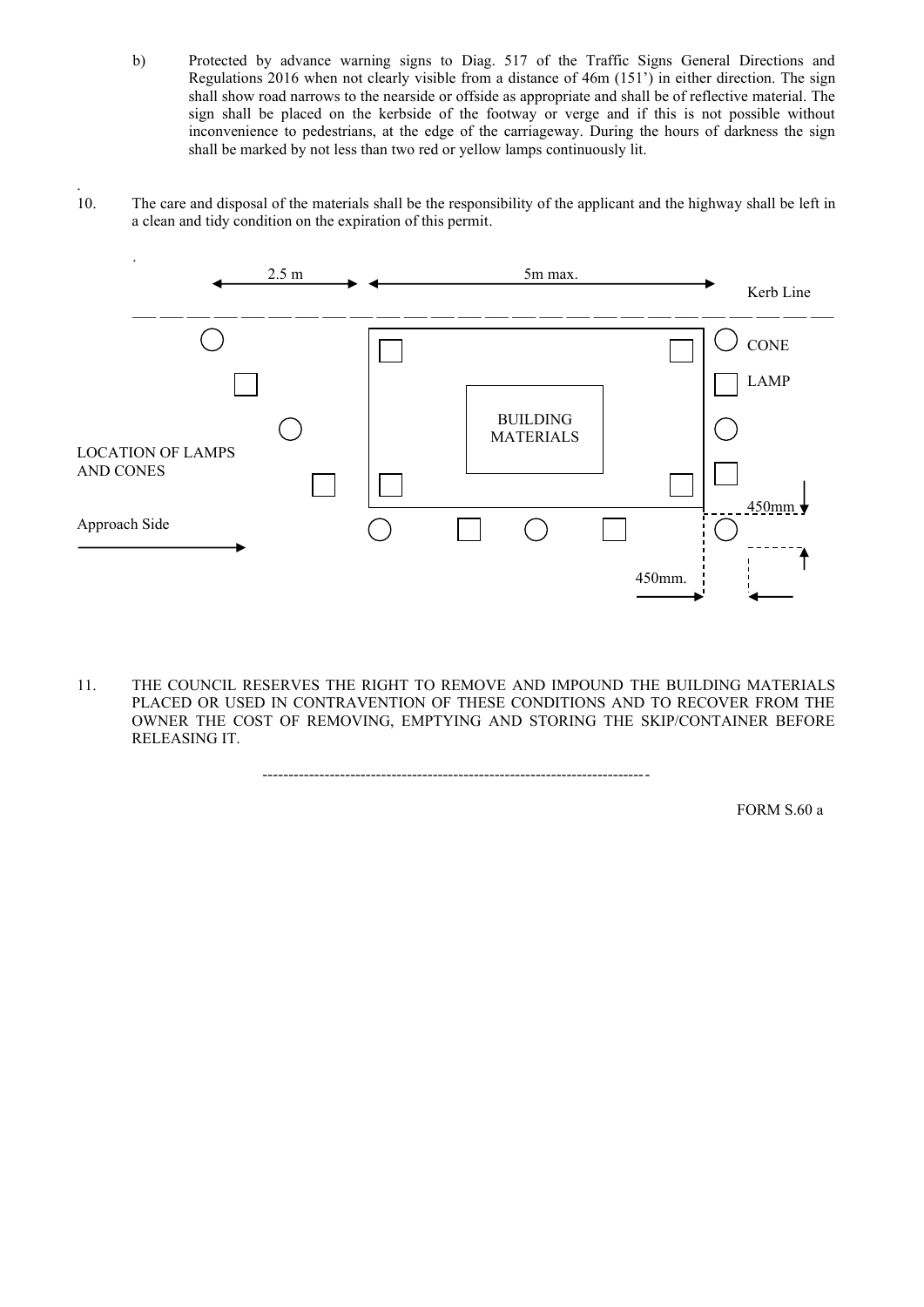b) Protected by advance warning signs to Diag. 517 of the Traffic Signs General Directions and Regulations 2016 when not clearly visible from a distance of 46m (151') in either direction. The sign shall show road narrows to the nearside or offside as appropriate and shall be of reflective material. The sign shall be placed on the kerbside of the footway or verge and if this is not possible without inconvenience to pedestrians, at the edge of the carriageway. During the hours of darkness the sign shall be marked by not less than two red or yellow lamps continuously lit.

10. The care and disposal of the materials shall be the responsibility of the applicant and the highway shall be left in a clean and tidy condition on the expiration of this permit.

2.5 m

5m max.

Kerb Line

CONE

LAMP

BUILDING MATERIALS

LOCATION OF LAMPS AND CONES

Approach Side

450mm

450mm.

11. THE COUNCIL RESERVES THE RIGHT TO REMOVE AND IMPOUND THE BUILDING MATERIALS PLACED OR USED IN CONTRAVENTION OF THESE CONDITIONS AND TO RECOVER FROM THE OWNER THE COST OF REMOVING, EMPTYING AND STORING THE SKIP/CONTAINER BEFORE RELEASING IT.

---

FORM S.60 a